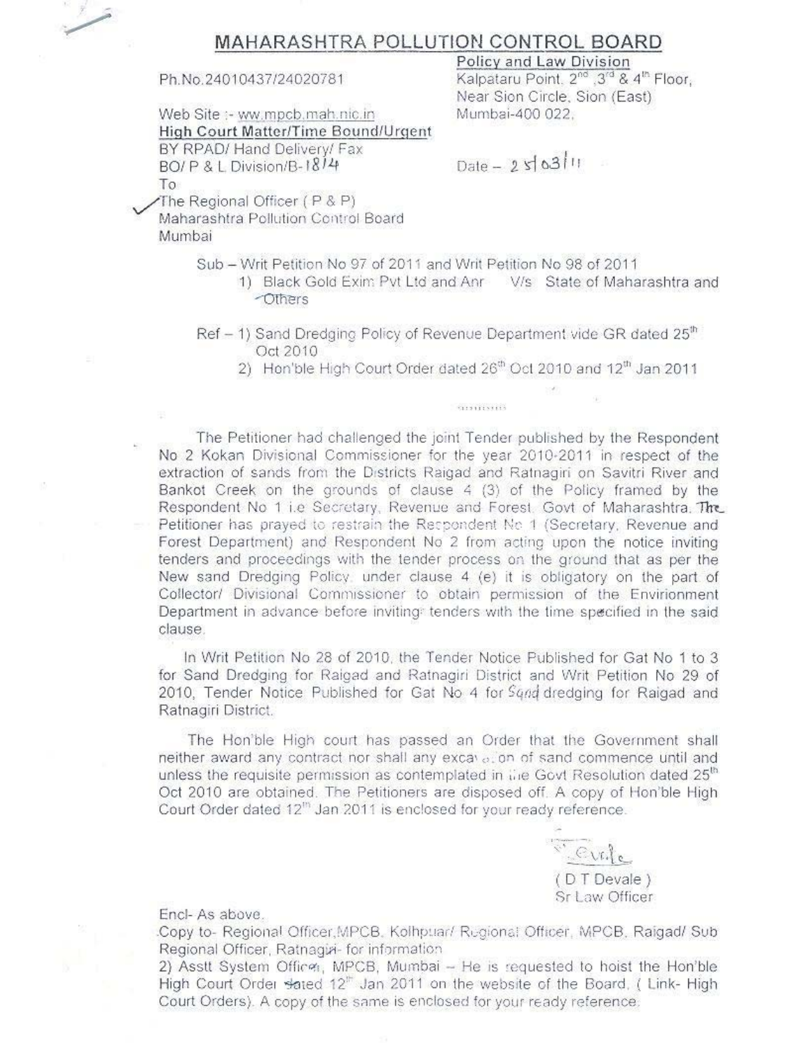# MAHARASHTRA POLLUTION CONTROL BOARD

Ph.No.24010437/24020781

**Policy and Law Division**
Kalpataru Point, 2nd, 3rd & 4th Floor,
Near Sion Circle, Sion (East)
Mumbai-400 022.

Web Site :- ww.mpcb.mah.nic.in

**High Court Matter/Time Bound/Urgent**

BY RPAD/ Hand Delivery/ Fax

BO/ P & L Division/B-1814

Date – 25/03/11

To
The Regional Officer ( P & P)
Maharashtra Pollution Control Board
Mumbai

Sub – Writ Petition No 97 of 2011 and Writ Petition No 98 of 2011

1) Black Gold Exim Pvt Ltd and Anr V/s State of Maharashtra and Others

Ref – 1) Sand Dredging Policy of Revenue Department vide GR dated 25th Oct 2010

2) Hon'ble High Court Order dated 26th Oct 2010 and 12th Jan 2011

..........

The Petitioner had challenged the joint Tender published by the Respondent No 2 Kokan Divisional Commissioner for the year 2010-2011 in respect of the extraction of sands from the Districts Raigad and Ratnagiri on Savitri River and Bankot Creek on the grounds of clause 4 (3) of the Policy framed by the Respondent No 1 i.e Secretary, Revenue and Forest, Govt of Maharashtra. The Petitioner has prayed to restrain the Respondent No 1 (Secretary, Revenue and Forest Department) and Respondent No 2 from acting upon the notice inviting tenders and proceedings with the tender process on the ground that as per the New sand Dredging Policy, under clause 4 (e) it is obligatory on the part of Collector/ Divisional Commissioner to obtain permission of the Envirionment Department in advance before inviting tenders with the time specified in the said clause.

In Writ Petition No 28 of 2010, the Tender Notice Published for Gat No 1 to 3 for Sand Dredging for Raigad and Ratnagiri District and Writ Petition No 29 of 2010, Tender Notice Published for Gat No 4 for Sand dredging for Raigad and Ratnagiri District.

The Hon'ble High court has passed an Order that the Government shall neither award any contract nor shall any excavation of sand commence until and unless the requisite permission as contemplated in the Govt Resolution dated 25th Oct 2010 are obtained. The Petitioners are disposed off. A copy of Hon'ble High Court Order dated 12th Jan 2011 is enclosed for your ready reference.

( D T Devale )
Sr Law Officer

Encl- As above.

Copy to- Regional Officer,MPCB, Kolhpuar/ Regional Officer, MPCB, Raigad/ Sub Regional Officer, Ratnagiri- for information

2) Asstt System Officer, MPCB, Mumbai – He is requested to hoist the Hon'ble High Court Order dated 12th Jan 2011 on the website of the Board. ( Link- High Court Orders). A copy of the same is enclosed for your ready reference.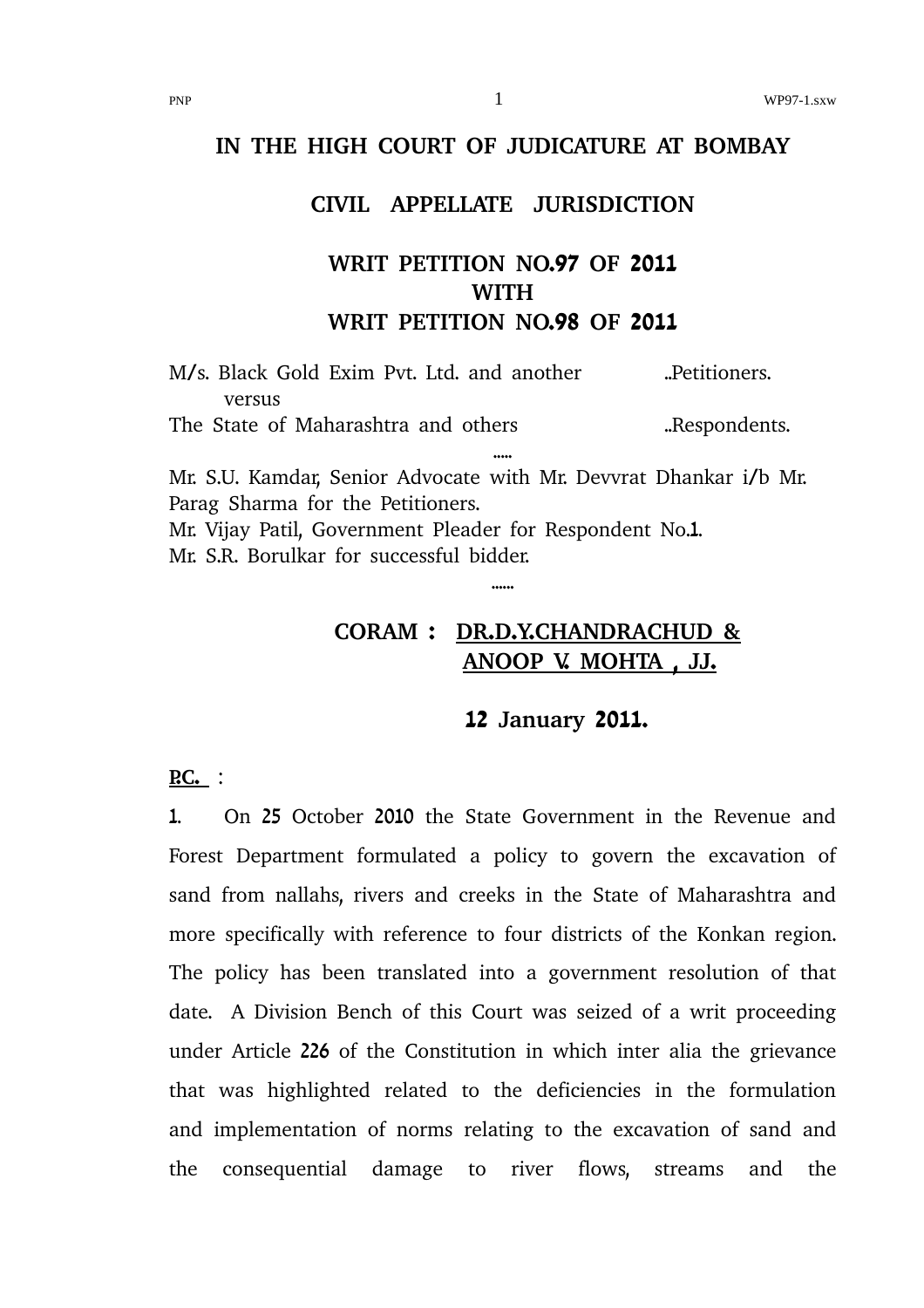# IN THE HIGH COURT OF JUDICATURE AT BOMBAY

## CIVIL APPELLATE JURISDICTION

### WRIT PETITION NO.97 OF 2011
### WITH
### WRIT PETITION NO.98 OF 2011

M/s. Black Gold Exim Pvt. Ltd. and another ..Petitioners.
versus
The State of Maharashtra and others ..Respondents.

.....

Mr. S.U. Kamdar, Senior Advocate with Mr. Devvrat Dhankar i/b Mr. Parag Sharma for the Petitioners.
Mr. Vijay Patil, Government Pleader for Respondent No.1.
Mr. S.R. Borulkar for successful bidder.

......

**CORAM : DR.D.Y.CHANDRACHUD & ANOOP V. MOHTA , JJ.**

**12 January 2011.**

**P.C. :**

1. On 25 October 2010 the State Government in the Revenue and Forest Department formulated a policy to govern the excavation of sand from nallahs, rivers and creeks in the State of Maharashtra and more specifically with reference to four districts of the Konkan region. The policy has been translated into a government resolution of that date. A Division Bench of this Court was seized of a writ proceeding under Article 226 of the Constitution in which inter alia the grievance that was highlighted related to the deficiencies in the formulation and implementation of norms relating to the excavation of sand and the consequential damage to river flows, streams and the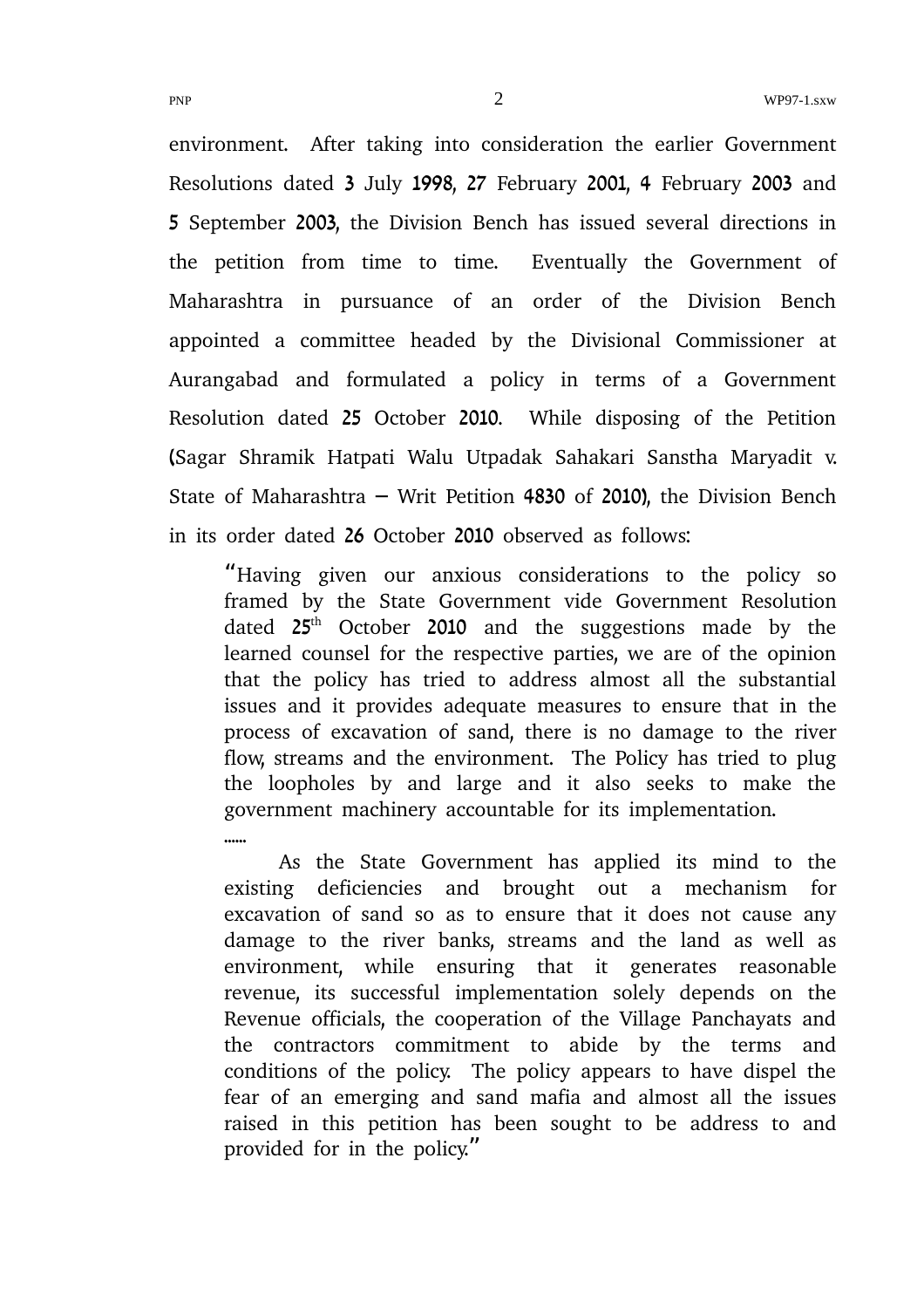environment. After taking into consideration the earlier Government Resolutions dated 3 July 1998, 27 February 2001, 4 February 2003 and 5 September 2003, the Division Bench has issued several directions in the petition from time to time. Eventually the Government of Maharashtra in pursuance of an order of the Division Bench appointed a committee headed by the Divisional Commissioner at Aurangabad and formulated a policy in terms of a Government Resolution dated 25 October 2010. While disposing of the Petition (Sagar Shramik Hatpati Walu Utpadak Sahakari Sanstha Maryadit v. State of Maharashtra – Writ Petition 4830 of 2010), the Division Bench in its order dated 26 October 2010 observed as follows:

> "Having given our anxious considerations to the policy so framed by the State Government vide Government Resolution dated 25th October 2010 and the suggestions made by the learned counsel for the respective parties, we are of the opinion that the policy has tried to address almost all the substantial issues and it provides adequate measures to ensure that in the process of excavation of sand, there is no damage to the river flow, streams and the environment. The Policy has tried to plug the loopholes by and large and it also seeks to make the government machinery accountable for its implementation.
>
> ......
>
> As the State Government has applied its mind to the existing deficiencies and brought out a mechanism for excavation of sand so as to ensure that it does not cause any damage to the river banks, streams and the land as well as environment, while ensuring that it generates reasonable revenue, its successful implementation solely depends on the Revenue officials, the cooperation of the Village Panchayats and the contractors commitment to abide by the terms and conditions of the policy. The policy appears to have dispel the fear of an emerging and sand mafia and almost all the issues raised in this petition has been sought to be address to and provided for in the policy."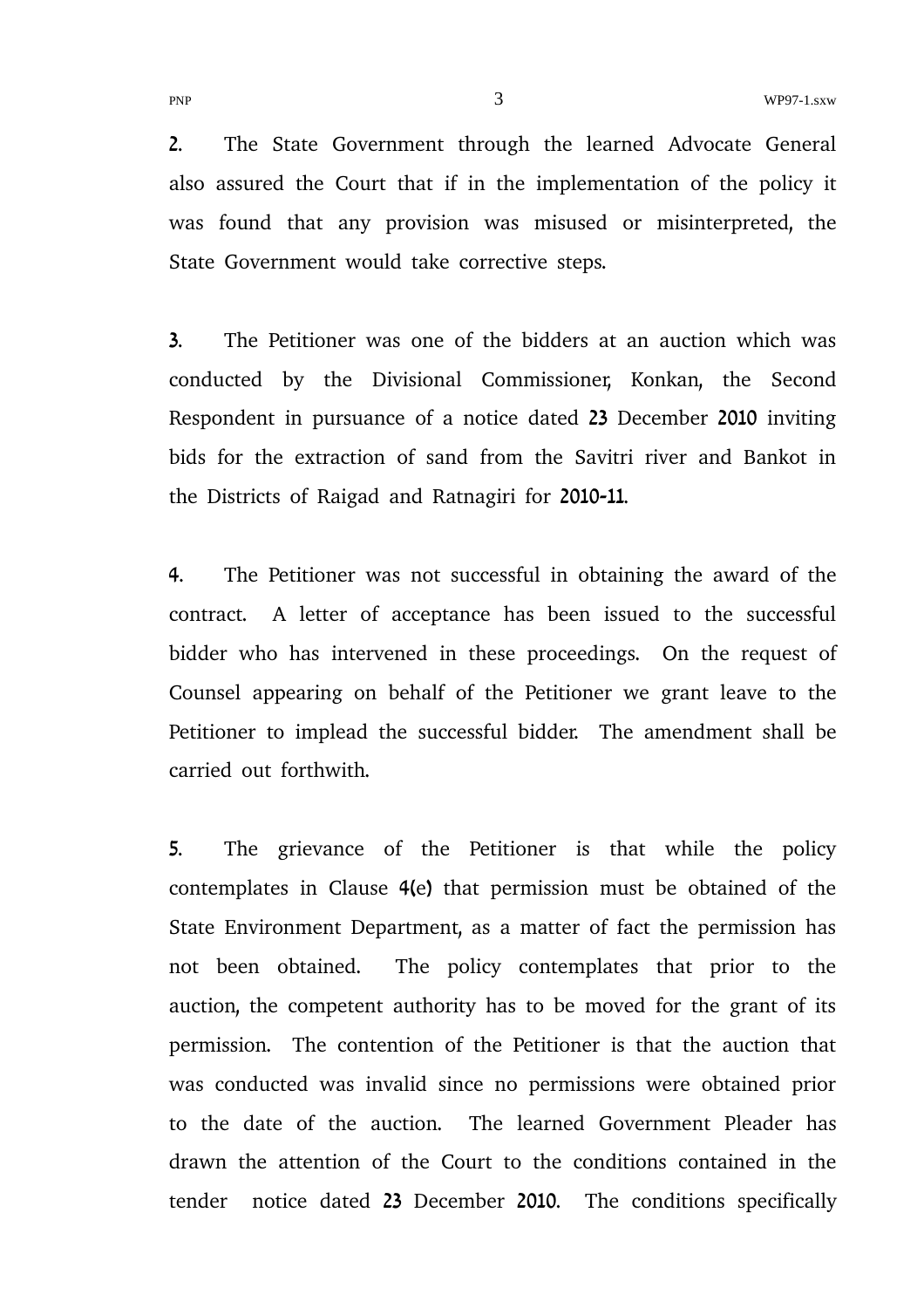**2.** The State Government through the learned Advocate General also assured the Court that if in the implementation of the policy it was found that any provision was misused or misinterpreted, the State Government would take corrective steps.

**3.** The Petitioner was one of the bidders at an auction which was conducted by the Divisional Commissioner, Konkan, the Second Respondent in pursuance of a notice dated 23 December 2010 inviting bids for the extraction of sand from the Savitri river and Bankot in the Districts of Raigad and Ratnagiri for 2010-11.

**4.** The Petitioner was not successful in obtaining the award of the contract. A letter of acceptance has been issued to the successful bidder who has intervened in these proceedings. On the request of Counsel appearing on behalf of the Petitioner we grant leave to the Petitioner to implead the successful bidder. The amendment shall be carried out forthwith.

**5.** The grievance of the Petitioner is that while the policy contemplates in Clause 4(e) that permission must be obtained of the State Environment Department, as a matter of fact the permission has not been obtained. The policy contemplates that prior to the auction, the competent authority has to be moved for the grant of its permission. The contention of the Petitioner is that the auction that was conducted was invalid since no permissions were obtained prior to the date of the auction. The learned Government Pleader has drawn the attention of the Court to the conditions contained in the tender notice dated 23 December 2010. The conditions specifically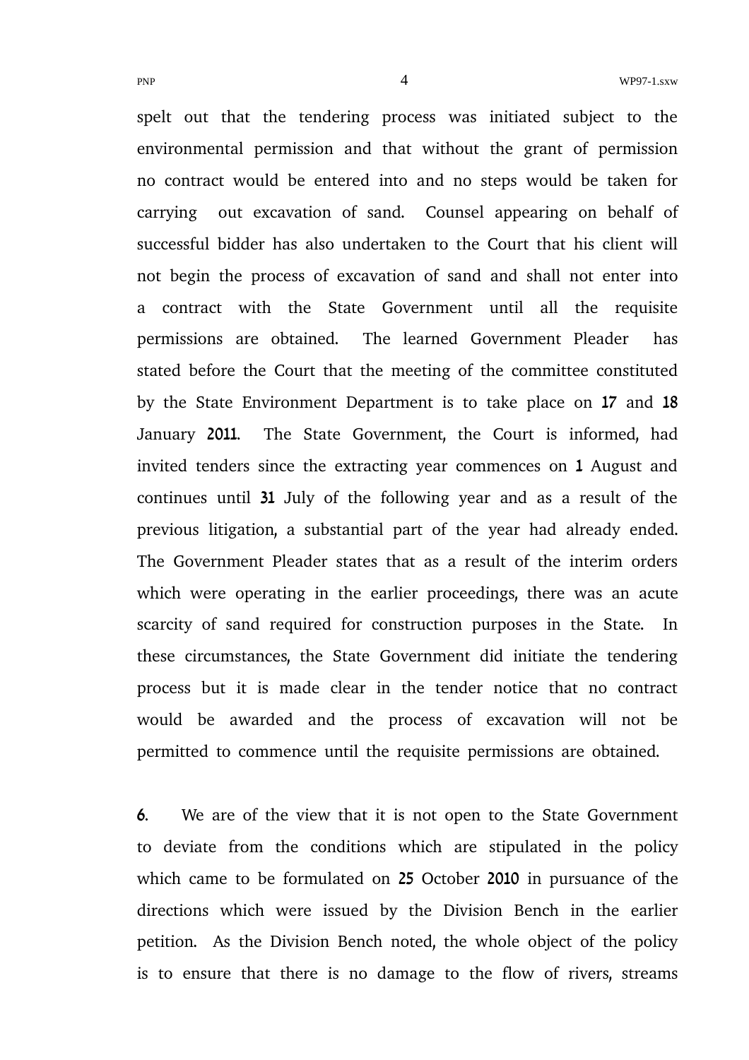spelt out that the tendering process was initiated subject to the environmental permission and that without the grant of permission no contract would be entered into and no steps would be taken for carrying out excavation of sand. Counsel appearing on behalf of successful bidder has also undertaken to the Court that his client will not begin the process of excavation of sand and shall not enter into a contract with the State Government until all the requisite permissions are obtained. The learned Government Pleader has stated before the Court that the meeting of the committee constituted by the State Environment Department is to take place on 17 and 18 January 2011. The State Government, the Court is informed, had invited tenders since the extracting year commences on 1 August and continues until 31 July of the following year and as a result of the previous litigation, a substantial part of the year had already ended. The Government Pleader states that as a result of the interim orders which were operating in the earlier proceedings, there was an acute scarcity of sand required for construction purposes in the State. In these circumstances, the State Government did initiate the tendering process but it is made clear in the tender notice that no contract would be awarded and the process of excavation will not be permitted to commence until the requisite permissions are obtained.

6. We are of the view that it is not open to the State Government to deviate from the conditions which are stipulated in the policy which came to be formulated on 25 October 2010 in pursuance of the directions which were issued by the Division Bench in the earlier petition. As the Division Bench noted, the whole object of the policy is to ensure that there is no damage to the flow of rivers, streams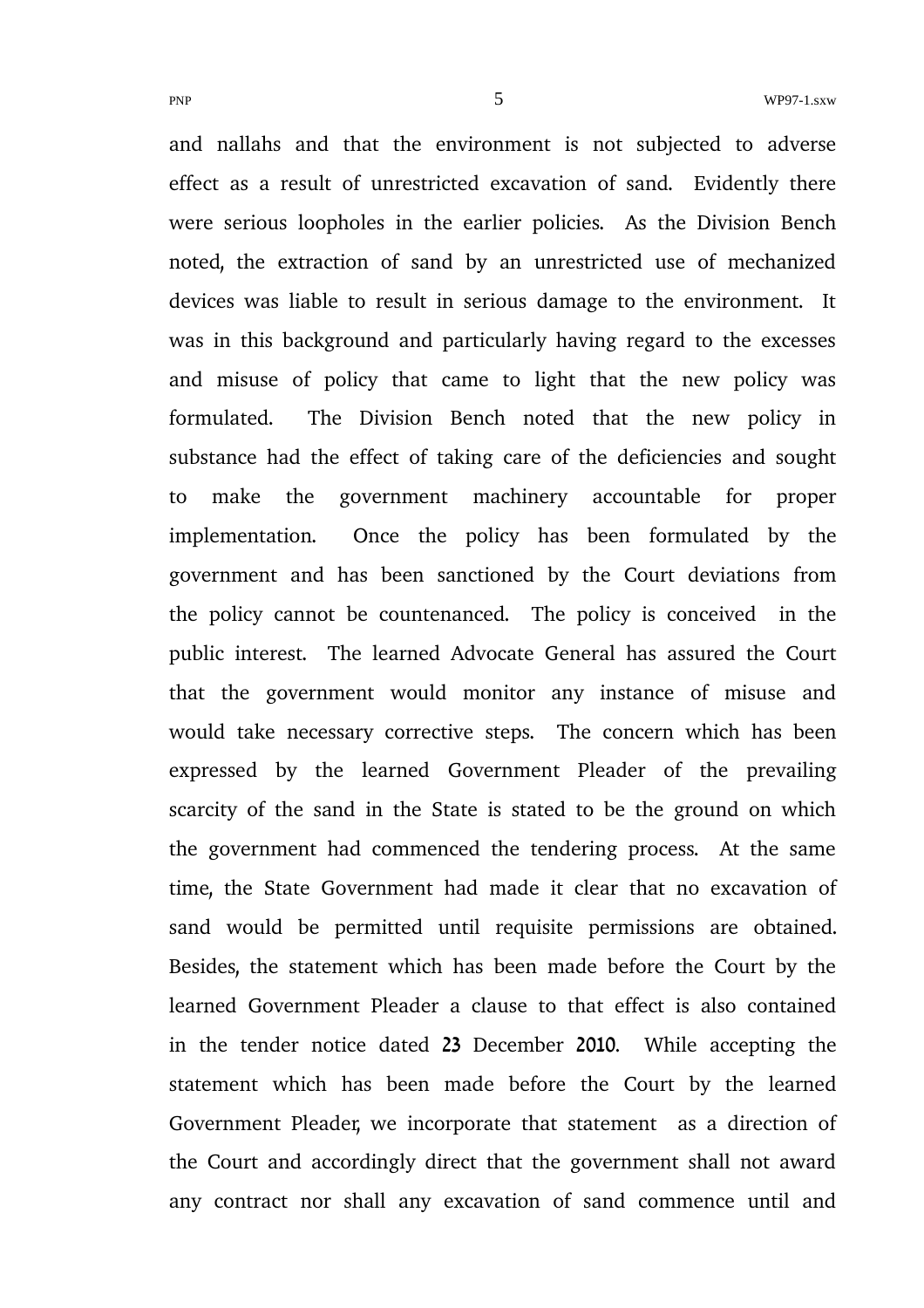and nallahs and that the environment is not subjected to adverse effect as a result of unrestricted excavation of sand. Evidently there were serious loopholes in the earlier policies. As the Division Bench noted, the extraction of sand by an unrestricted use of mechanized devices was liable to result in serious damage to the environment. It was in this background and particularly having regard to the excesses and misuse of policy that came to light that the new policy was formulated. The Division Bench noted that the new policy in substance had the effect of taking care of the deficiencies and sought to make the government machinery accountable for proper implementation. Once the policy has been formulated by the government and has been sanctioned by the Court deviations from the policy cannot be countenanced. The policy is conceived in the public interest. The learned Advocate General has assured the Court that the government would monitor any instance of misuse and would take necessary corrective steps. The concern which has been expressed by the learned Government Pleader of the prevailing scarcity of the sand in the State is stated to be the ground on which the government had commenced the tendering process. At the same time, the State Government had made it clear that no excavation of sand would be permitted until requisite permissions are obtained. Besides, the statement which has been made before the Court by the learned Government Pleader a clause to that effect is also contained in the tender notice dated 23 December 2010. While accepting the statement which has been made before the Court by the learned Government Pleader, we incorporate that statement as a direction of the Court and accordingly direct that the government shall not award any contract nor shall any excavation of sand commence until and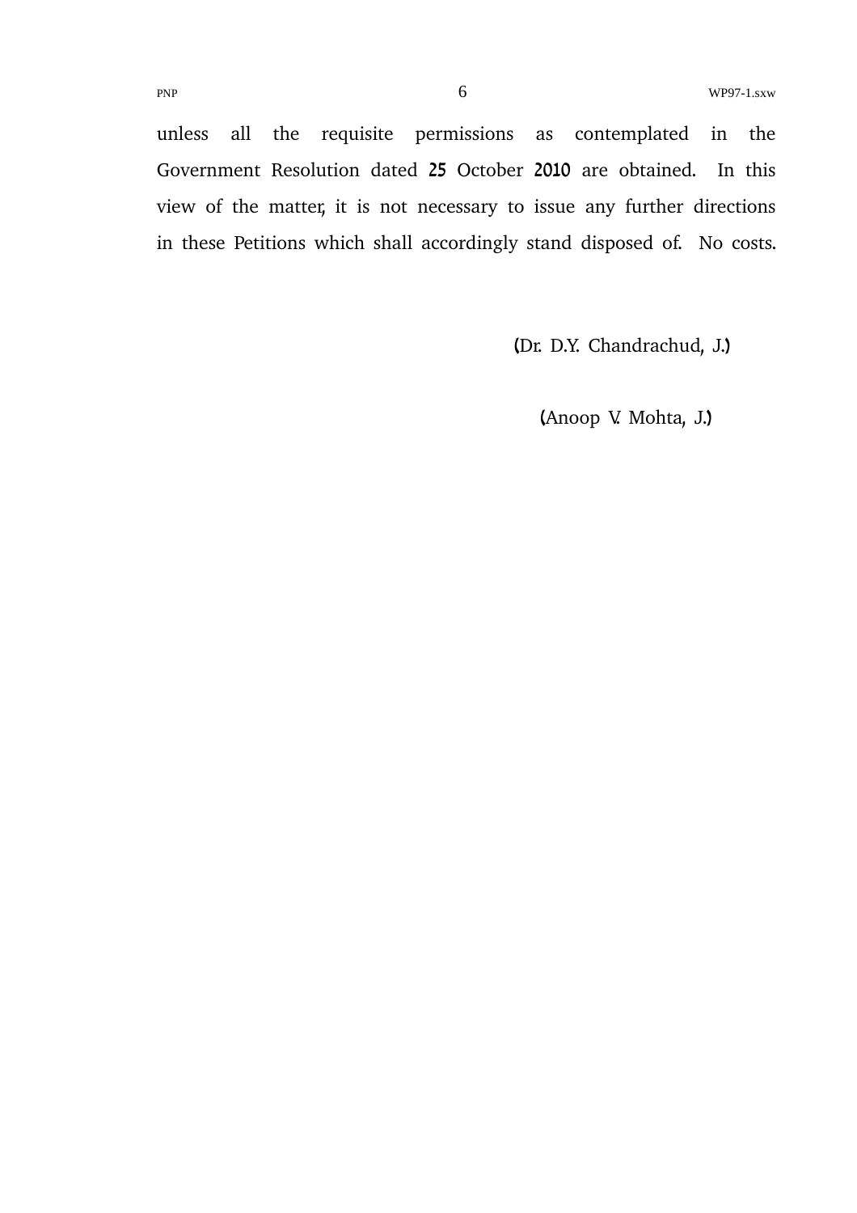unless all the requisite permissions as contemplated in the Government Resolution dated 25 October 2010 are obtained. In this view of the matter, it is not necessary to issue any further directions in these Petitions which shall accordingly stand disposed of. No costs.

(Dr. D.Y. Chandrachud, J.)

(Anoop V. Mohta, J.)